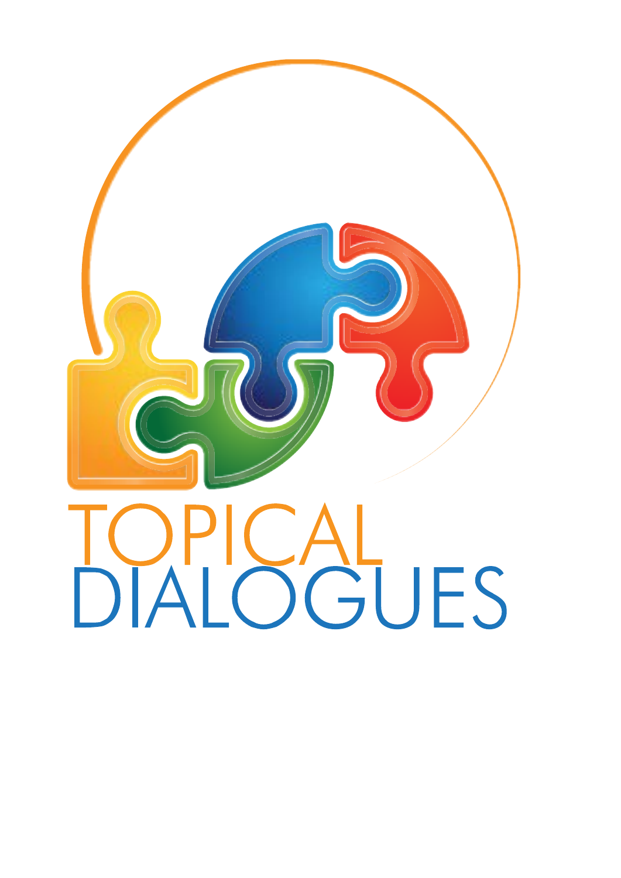# TOPICAL DIALOGUES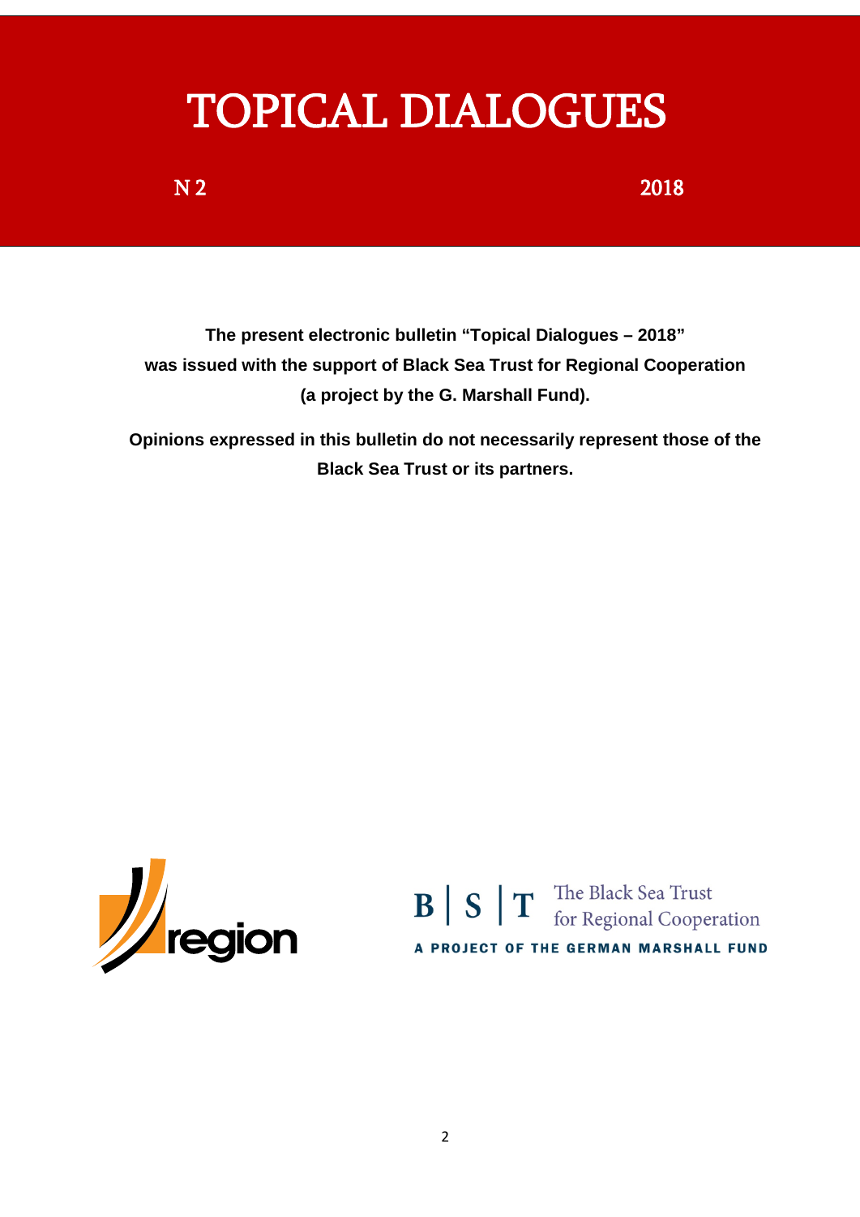# TOPICAL DIALOGUES

N 2 2018

**The present electronic bulletin "Topical Dialogues – 2018" was issued with the support of Black Sea Trust for Regional Cooperation (a project by the G. Marshall Fund).**

**Opinions expressed in this bulletin do not necessarily represent those of the Black Sea Trust or its partners.**

region

B | S | T The Black Sea Trust for Regional Cooperation

A PROJECT OF THE GERMAN MARSHALL FUND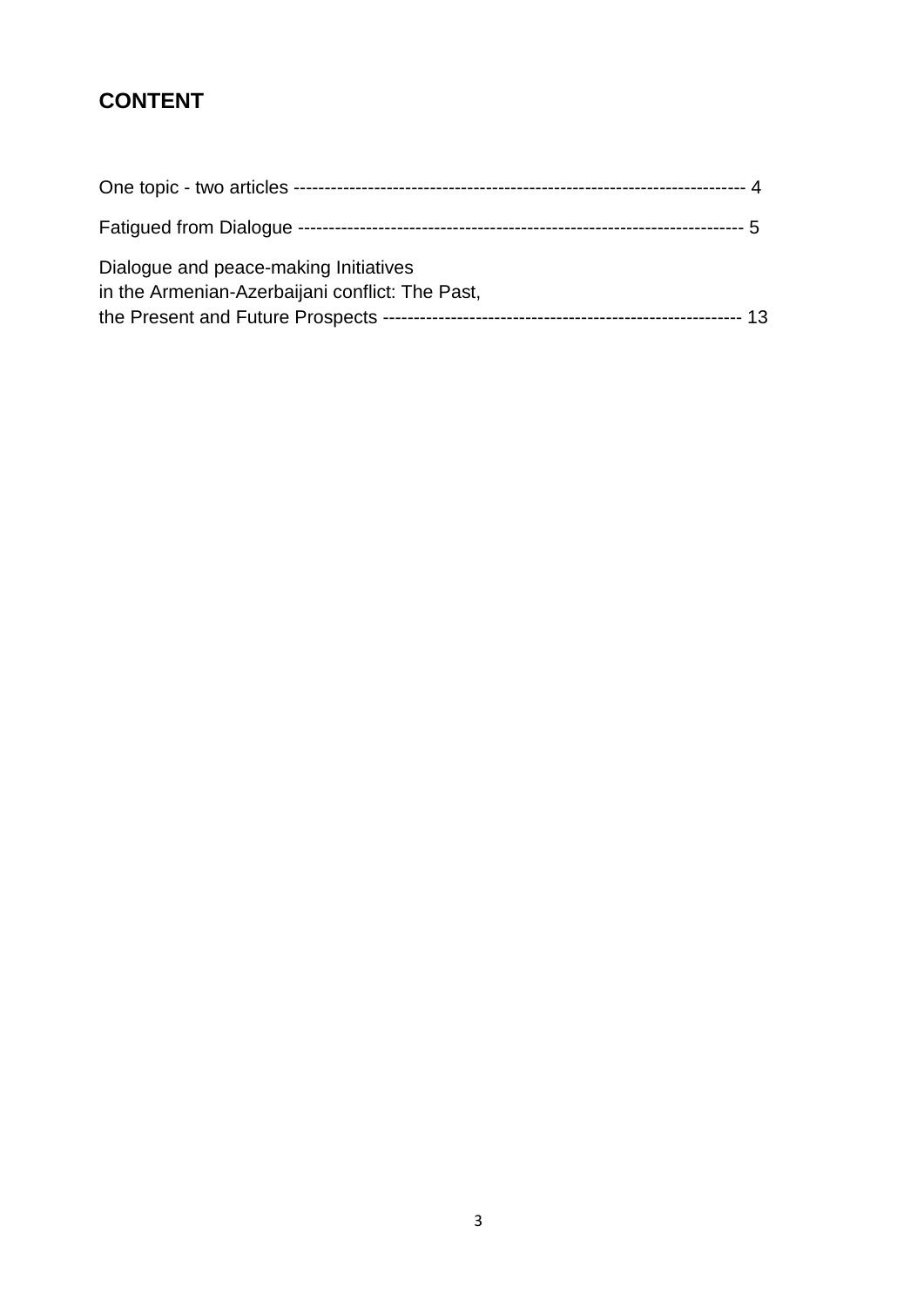## CONTENT

One topic - two articles ------------------------------------------------------------------------ 4

Fatigued from Dialogue ------------------------------------------------------------------------ 5

Dialogue and peace-making Initiatives
in the Armenian-Azerbaijani conflict: The Past,
the Present and Future Prospects --------------------------------------------------------- 13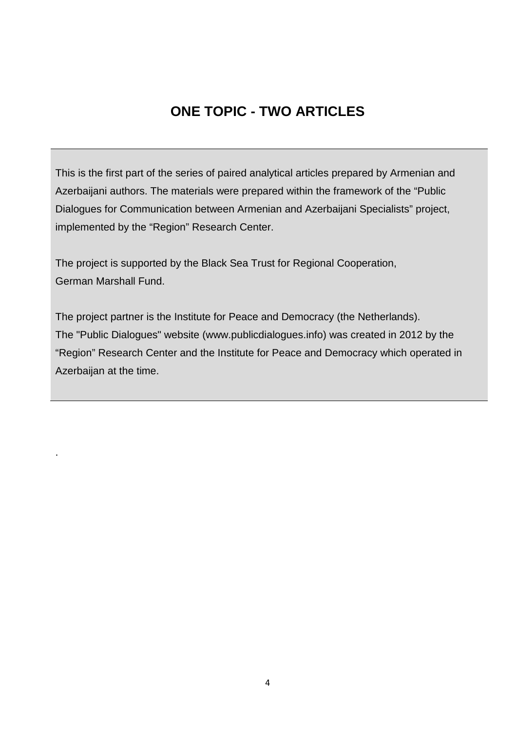# ONE TOPIC - TWO ARTICLES

This is the first part of the series of paired analytical articles prepared by Armenian and Azerbaijani authors. The materials were prepared within the framework of the "Public Dialogues for Communication between Armenian and Azerbaijani Specialists" project, implemented by the "Region" Research Center.

The project is supported by the Black Sea Trust for Regional Cooperation, German Marshall Fund.

The project partner is the Institute for Peace and Democracy (the Netherlands). The "Public Dialogues" website (www.publicdialogues.info) was created in 2012 by the "Region" Research Center and the Institute for Peace and Democracy which operated in Azerbaijan at the time.

.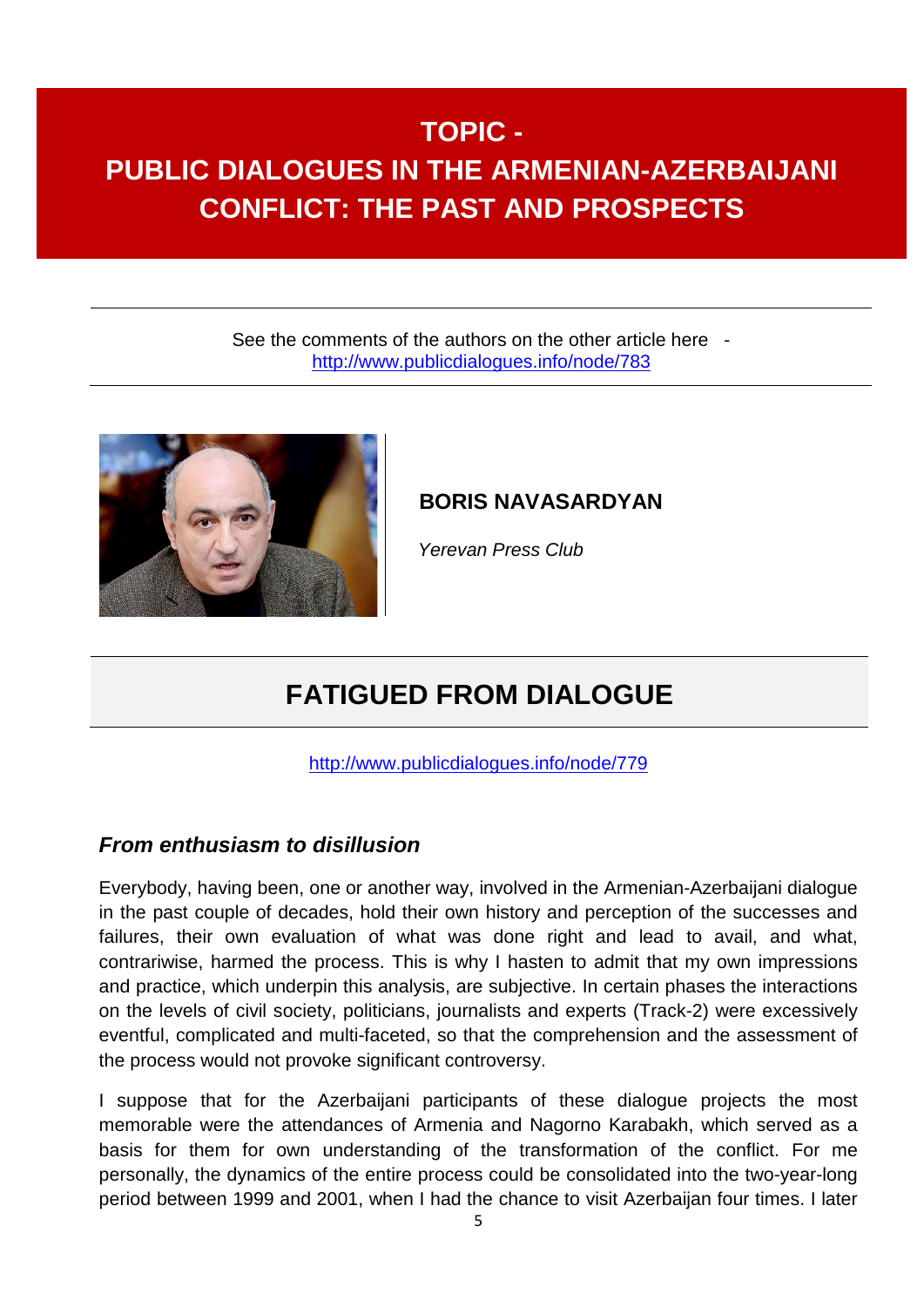# TOPIC - PUBLIC DIALOGUES IN THE ARMENIAN-AZERBAIJANI CONFLICT: THE PAST AND PROSPECTS

See the comments of the authors on the other article here - http://www.publicdialogues.info/node/783

**BORIS NAVASARDYAN**

*Yerevan Press Club*

## FATIGUED FROM DIALOGUE

http://www.publicdialogues.info/node/779

### *From enthusiasm to disillusion*

Everybody, having been, one or another way, involved in the Armenian-Azerbaijani dialogue in the past couple of decades, hold their own history and perception of the successes and failures, their own evaluation of what was done right and lead to avail, and what, contrariwise, harmed the process. This is why I hasten to admit that my own impressions and practice, which underpin this analysis, are subjective. In certain phases the interactions on the levels of civil society, politicians, journalists and experts (Track-2) were excessively eventful, complicated and multi-faceted, so that the comprehension and the assessment of the process would not provoke significant controversy.

I suppose that for the Azerbaijani participants of these dialogue projects the most memorable were the attendances of Armenia and Nagorno Karabakh, which served as a basis for them for own understanding of the transformation of the conflict. For me personally, the dynamics of the entire process could be consolidated into the two-year-long period between 1999 and 2001, when I had the chance to visit Azerbaijan four times. I later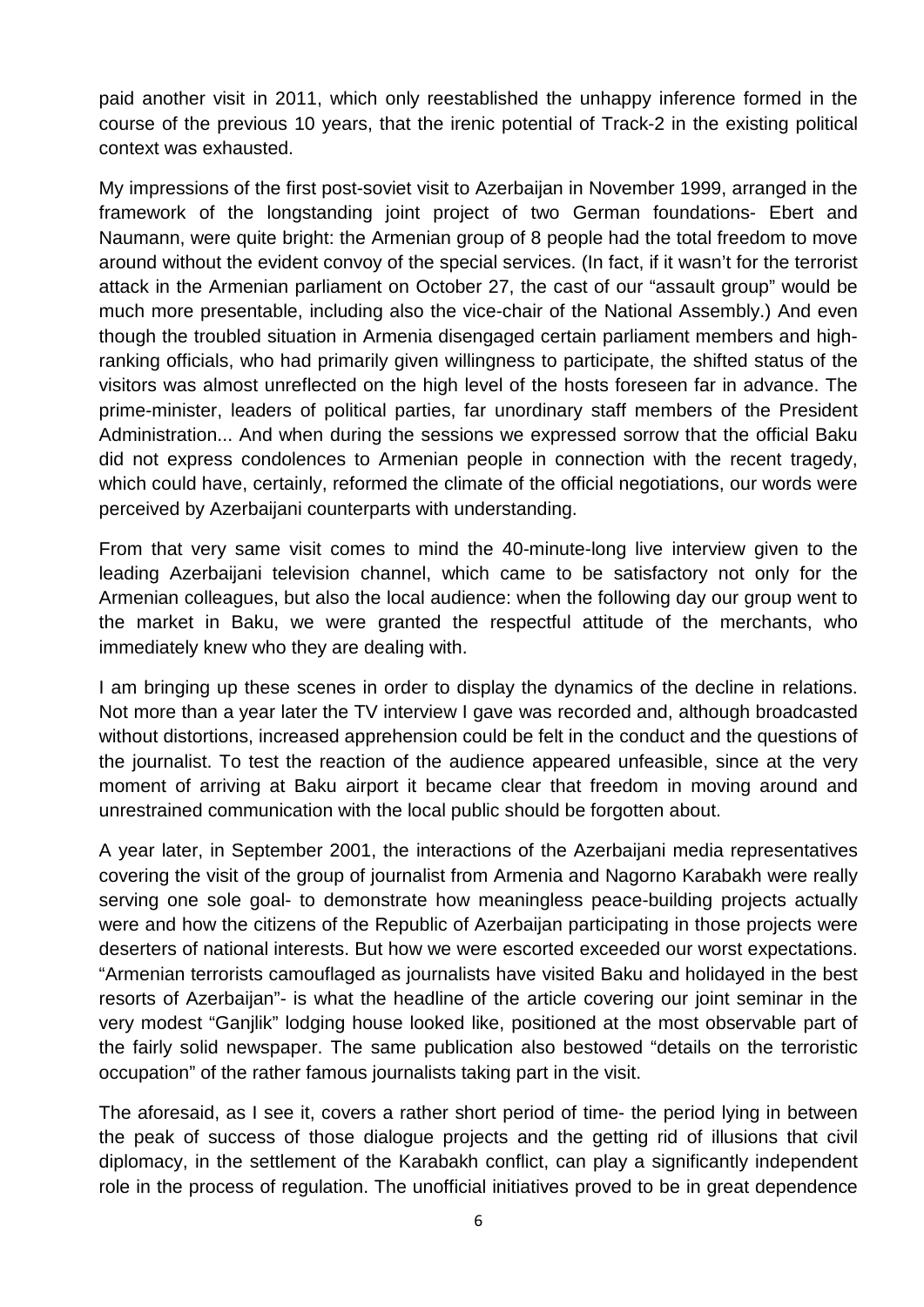paid another visit in 2011, which only reestablished the unhappy inference formed in the course of the previous 10 years, that the irenic potential of Track-2 in the existing political context was exhausted.

My impressions of the first post-soviet visit to Azerbaijan in November 1999, arranged in the framework of the longstanding joint project of two German foundations- Ebert and Naumann, were quite bright: the Armenian group of 8 people had the total freedom to move around without the evident convoy of the special services. (In fact, if it wasn't for the terrorist attack in the Armenian parliament on October 27, the cast of our "assault group" would be much more presentable, including also the vice-chair of the National Assembly.) And even though the troubled situation in Armenia disengaged certain parliament members and high-ranking officials, who had primarily given willingness to participate, the shifted status of the visitors was almost unreflected on the high level of the hosts foreseen far in advance. The prime-minister, leaders of political parties, far unordinary staff members of the President Administration... And when during the sessions we expressed sorrow that the official Baku did not express condolences to Armenian people in connection with the recent tragedy, which could have, certainly, reformed the climate of the official negotiations, our words were perceived by Azerbaijani counterparts with understanding.

From that very same visit comes to mind the 40-minute-long live interview given to the leading Azerbaijani television channel, which came to be satisfactory not only for the Armenian colleagues, but also the local audience: when the following day our group went to the market in Baku, we were granted the respectful attitude of the merchants, who immediately knew who they are dealing with.

I am bringing up these scenes in order to display the dynamics of the decline in relations. Not more than a year later the TV interview I gave was recorded and, although broadcasted without distortions, increased apprehension could be felt in the conduct and the questions of the journalist. To test the reaction of the audience appeared unfeasible, since at the very moment of arriving at Baku airport it became clear that freedom in moving around and unrestrained communication with the local public should be forgotten about.

A year later, in September 2001, the interactions of the Azerbaijani media representatives covering the visit of the group of journalist from Armenia and Nagorno Karabakh were really serving one sole goal- to demonstrate how meaningless peace-building projects actually were and how the citizens of the Republic of Azerbaijan participating in those projects were deserters of national interests. But how we were escorted exceeded our worst expectations. "Armenian terrorists camouflaged as journalists have visited Baku and holidayed in the best resorts of Azerbaijan"- is what the headline of the article covering our joint seminar in the very modest "Ganjlik" lodging house looked like, positioned at the most observable part of the fairly solid newspaper. The same publication also bestowed "details on the terroristic occupation" of the rather famous journalists taking part in the visit.

The aforesaid, as I see it, covers a rather short period of time- the period lying in between the peak of success of those dialogue projects and the getting rid of illusions that civil diplomacy, in the settlement of the Karabakh conflict, can play a significantly independent role in the process of regulation. The unofficial initiatives proved to be in great dependence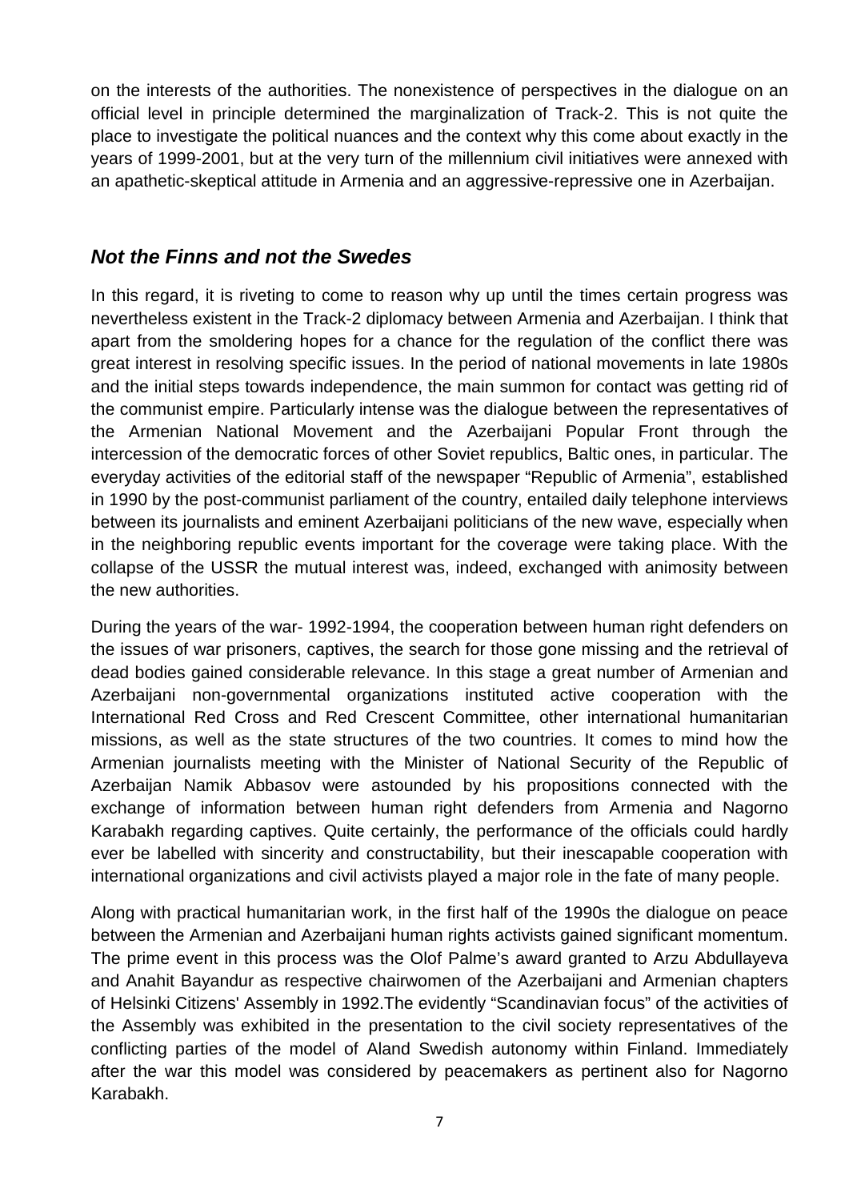on the interests of the authorities. The nonexistence of perspectives in the dialogue on an official level in principle determined the marginalization of Track-2. This is not quite the place to investigate the political nuances and the context why this come about exactly in the years of 1999-2001, but at the very turn of the millennium civil initiatives were annexed with an apathetic-skeptical attitude in Armenia and an aggressive-repressive one in Azerbaijan.

## *Not the Finns and not the Swedes*

In this regard, it is riveting to come to reason why up until the times certain progress was nevertheless existent in the Track-2 diplomacy between Armenia and Azerbaijan. I think that apart from the smoldering hopes for a chance for the regulation of the conflict there was great interest in resolving specific issues. In the period of national movements in late 1980s and the initial steps towards independence, the main summon for contact was getting rid of the communist empire. Particularly intense was the dialogue between the representatives of the Armenian National Movement and the Azerbaijani Popular Front through the intercession of the democratic forces of other Soviet republics, Baltic ones, in particular. The everyday activities of the editorial staff of the newspaper "Republic of Armenia", established in 1990 by the post-communist parliament of the country, entailed daily telephone interviews between its journalists and eminent Azerbaijani politicians of the new wave, especially when in the neighboring republic events important for the coverage were taking place. With the collapse of the USSR the mutual interest was, indeed, exchanged with animosity between the new authorities.

During the years of the war- 1992-1994, the cooperation between human right defenders on the issues of war prisoners, captives, the search for those gone missing and the retrieval of dead bodies gained considerable relevance. In this stage a great number of Armenian and Azerbaijani non-governmental organizations instituted active cooperation with the International Red Cross and Red Crescent Committee, other international humanitarian missions, as well as the state structures of the two countries. It comes to mind how the Armenian journalists meeting with the Minister of National Security of the Republic of Azerbaijan Namik Abbasov were astounded by his propositions connected with the exchange of information between human right defenders from Armenia and Nagorno Karabakh regarding captives. Quite certainly, the performance of the officials could hardly ever be labelled with sincerity and constructability, but their inescapable cooperation with international organizations and civil activists played a major role in the fate of many people.

Along with practical humanitarian work, in the first half of the 1990s the dialogue on peace between the Armenian and Azerbaijani human rights activists gained significant momentum. The prime event in this process was the Olof Palme's award granted to Arzu Abdullayeva and Anahit Bayandur as respective chairwomen of the Azerbaijani and Armenian chapters of Helsinki Citizens' Assembly in 1992.The evidently "Scandinavian focus" of the activities of the Assembly was exhibited in the presentation to the civil society representatives of the conflicting parties of the model of Aland Swedish autonomy within Finland. Immediately after the war this model was considered by peacemakers as pertinent also for Nagorno Karabakh.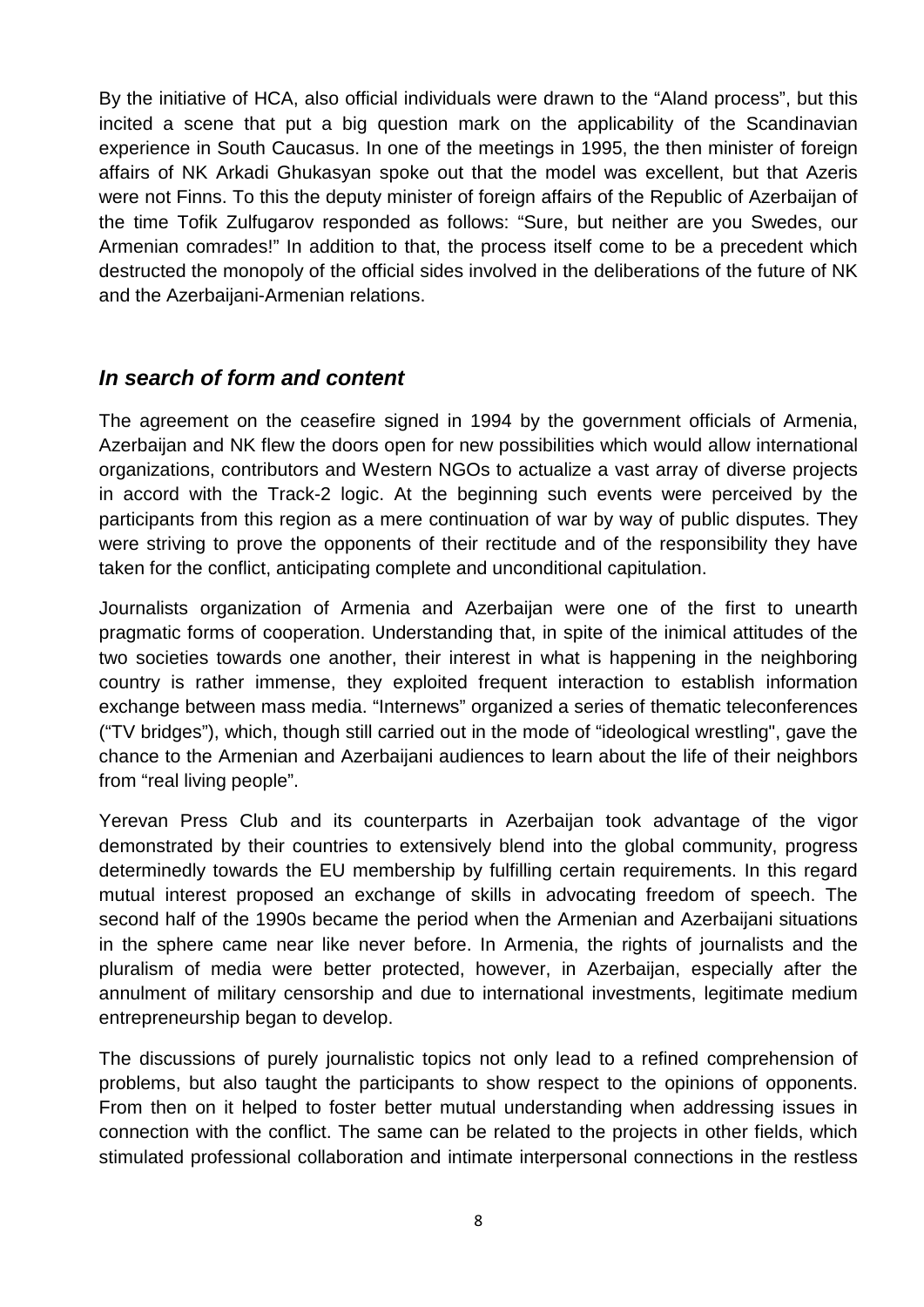By the initiative of HCA, also official individuals were drawn to the "Aland process", but this incited a scene that put a big question mark on the applicability of the Scandinavian experience in South Caucasus. In one of the meetings in 1995, the then minister of foreign affairs of NK Arkadi Ghukasyan spoke out that the model was excellent, but that Azeris were not Finns. To this the deputy minister of foreign affairs of the Republic of Azerbaijan of the time Tofik Zulfugarov responded as follows: "Sure, but neither are you Swedes, our Armenian comrades!" In addition to that, the process itself come to be a precedent which destructed the monopoly of the official sides involved in the deliberations of the future of NK and the Azerbaijani-Armenian relations.

## *In search of form and content*

The agreement on the ceasefire signed in 1994 by the government officials of Armenia, Azerbaijan and NK flew the doors open for new possibilities which would allow international organizations, contributors and Western NGOs to actualize a vast array of diverse projects in accord with the Track-2 logic. At the beginning such events were perceived by the participants from this region as a mere continuation of war by way of public disputes. They were striving to prove the opponents of their rectitude and of the responsibility they have taken for the conflict, anticipating complete and unconditional capitulation.

Journalists organization of Armenia and Azerbaijan were one of the first to unearth pragmatic forms of cooperation. Understanding that, in spite of the inimical attitudes of the two societies towards one another, their interest in what is happening in the neighboring country is rather immense, they exploited frequent interaction to establish information exchange between mass media. "Internews" organized a series of thematic teleconferences ("TV bridges"), which, though still carried out in the mode of "ideological wrestling", gave the chance to the Armenian and Azerbaijani audiences to learn about the life of their neighbors from "real living people".

Yerevan Press Club and its counterparts in Azerbaijan took advantage of the vigor demonstrated by their countries to extensively blend into the global community, progress determinedly towards the EU membership by fulfilling certain requirements. In this regard mutual interest proposed an exchange of skills in advocating freedom of speech. The second half of the 1990s became the period when the Armenian and Azerbaijani situations in the sphere came near like never before. In Armenia, the rights of journalists and the pluralism of media were better protected, however, in Azerbaijan, especially after the annulment of military censorship and due to international investments, legitimate medium entrepreneurship began to develop.

The discussions of purely journalistic topics not only lead to a refined comprehension of problems, but also taught the participants to show respect to the opinions of opponents. From then on it helped to foster better mutual understanding when addressing issues in connection with the conflict. The same can be related to the projects in other fields, which stimulated professional collaboration and intimate interpersonal connections in the restless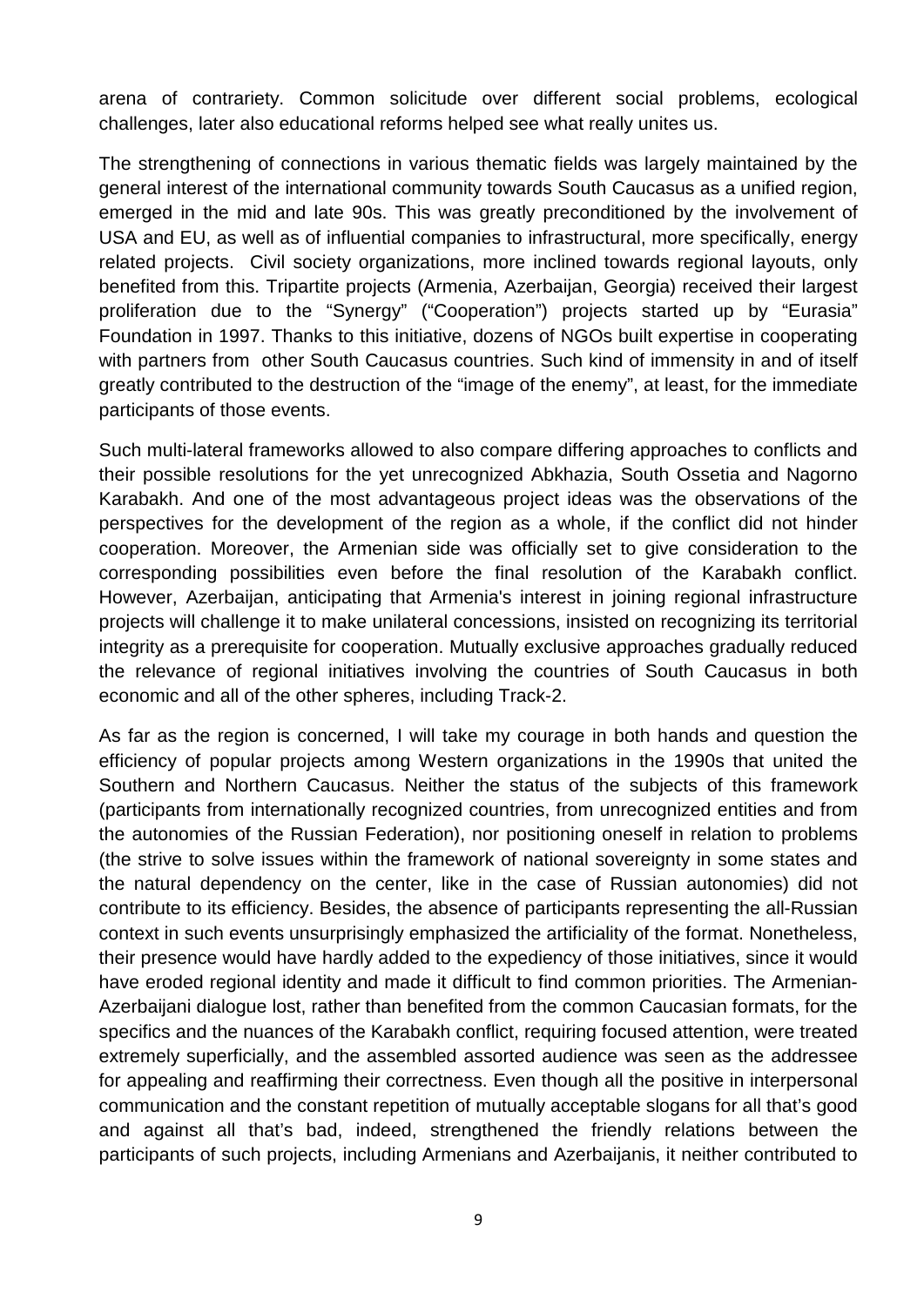arena of contrariety. Common solicitude over different social problems, ecological challenges, later also educational reforms helped see what really unites us.

The strengthening of connections in various thematic fields was largely maintained by the general interest of the international community towards South Caucasus as a unified region, emerged in the mid and late 90s. This was greatly preconditioned by the involvement of USA and EU, as well as of influential companies to infrastructural, more specifically, energy related projects. Civil society organizations, more inclined towards regional layouts, only benefited from this. Tripartite projects (Armenia, Azerbaijan, Georgia) received their largest proliferation due to the "Synergy" ("Cooperation") projects started up by "Eurasia" Foundation in 1997. Thanks to this initiative, dozens of NGOs built expertise in cooperating with partners from other South Caucasus countries. Such kind of immensity in and of itself greatly contributed to the destruction of the "image of the enemy", at least, for the immediate participants of those events.

Such multi-lateral frameworks allowed to also compare differing approaches to conflicts and their possible resolutions for the yet unrecognized Abkhazia, South Ossetia and Nagorno Karabakh. And one of the most advantageous project ideas was the observations of the perspectives for the development of the region as a whole, if the conflict did not hinder cooperation. Moreover, the Armenian side was officially set to give consideration to the corresponding possibilities even before the final resolution of the Karabakh conflict. However, Azerbaijan, anticipating that Armenia's interest in joining regional infrastructure projects will challenge it to make unilateral concessions, insisted on recognizing its territorial integrity as a prerequisite for cooperation. Mutually exclusive approaches gradually reduced the relevance of regional initiatives involving the countries of South Caucasus in both economic and all of the other spheres, including Track-2.

As far as the region is concerned, I will take my courage in both hands and question the efficiency of popular projects among Western organizations in the 1990s that united the Southern and Northern Caucasus. Neither the status of the subjects of this framework (participants from internationally recognized countries, from unrecognized entities and from the autonomies of the Russian Federation), nor positioning oneself in relation to problems (the strive to solve issues within the framework of national sovereignty in some states and the natural dependency on the center, like in the case of Russian autonomies) did not contribute to its efficiency. Besides, the absence of participants representing the all-Russian context in such events unsurprisingly emphasized the artificiality of the format. Nonetheless, their presence would have hardly added to the expediency of those initiatives, since it would have eroded regional identity and made it difficult to find common priorities. The Armenian-Azerbaijani dialogue lost, rather than benefited from the common Caucasian formats, for the specifics and the nuances of the Karabakh conflict, requiring focused attention, were treated extremely superficially, and the assembled assorted audience was seen as the addressee for appealing and reaffirming their correctness. Even though all the positive in interpersonal communication and the constant repetition of mutually acceptable slogans for all that's good and against all that's bad, indeed, strengthened the friendly relations between the participants of such projects, including Armenians and Azerbaijanis, it neither contributed to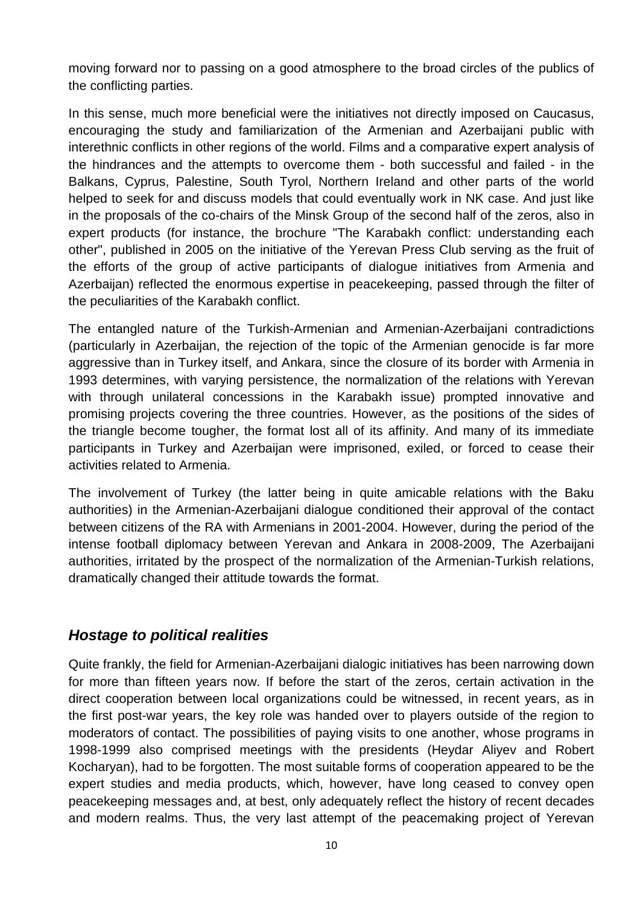moving forward nor to passing on a good atmosphere to the broad circles of the publics of the conflicting parties.

In this sense, much more beneficial were the initiatives not directly imposed on Caucasus, encouraging the study and familiarization of the Armenian and Azerbaijani public with interethnic conflicts in other regions of the world. Films and a comparative expert analysis of the hindrances and the attempts to overcome them - both successful and failed - in the Balkans, Cyprus, Palestine, South Tyrol, Northern Ireland and other parts of the world helped to seek for and discuss models that could eventually work in NK case. And just like in the proposals of the co-chairs of the Minsk Group of the second half of the zeros, also in expert products (for instance, the brochure "The Karabakh conflict: understanding each other", published in 2005 on the initiative of the Yerevan Press Club serving as the fruit of the efforts of the group of active participants of dialogue initiatives from Armenia and Azerbaijan) reflected the enormous expertise in peacekeeping, passed through the filter of the peculiarities of the Karabakh conflict.

The entangled nature of the Turkish-Armenian and Armenian-Azerbaijani contradictions (particularly in Azerbaijan, the rejection of the topic of the Armenian genocide is far more aggressive than in Turkey itself, and Ankara, since the closure of its border with Armenia in 1993 determines, with varying persistence, the normalization of the relations with Yerevan with through unilateral concessions in the Karabakh issue) prompted innovative and promising projects covering the three countries. However, as the positions of the sides of the triangle become tougher, the format lost all of its affinity. And many of its immediate participants in Turkey and Azerbaijan were imprisoned, exiled, or forced to cease their activities related to Armenia.

The involvement of Turkey (the latter being in quite amicable relations with the Baku authorities) in the Armenian-Azerbaijani dialogue conditioned their approval of the contact between citizens of the RA with Armenians in 2001-2004. However, during the period of the intense football diplomacy between Yerevan and Ankara in 2008-2009, The Azerbaijani authorities, irritated by the prospect of the normalization of the Armenian-Turkish relations, dramatically changed their attitude towards the format.

## *Hostage to political realities*

Quite frankly, the field for Armenian-Azerbaijani dialogic initiatives has been narrowing down for more than fifteen years now. If before the start of the zeros, certain activation in the direct cooperation between local organizations could be witnessed, in recent years, as in the first post-war years, the key role was handed over to players outside of the region to moderators of contact. The possibilities of paying visits to one another, whose programs in 1998-1999 also comprised meetings with the presidents (Heydar Aliyev and Robert Kocharyan), had to be forgotten. The most suitable forms of cooperation appeared to be the expert studies and media products, which, however, have long ceased to convey open peacekeeping messages and, at best, only adequately reflect the history of recent decades and modern realms. Thus, the very last attempt of the peacemaking project of Yerevan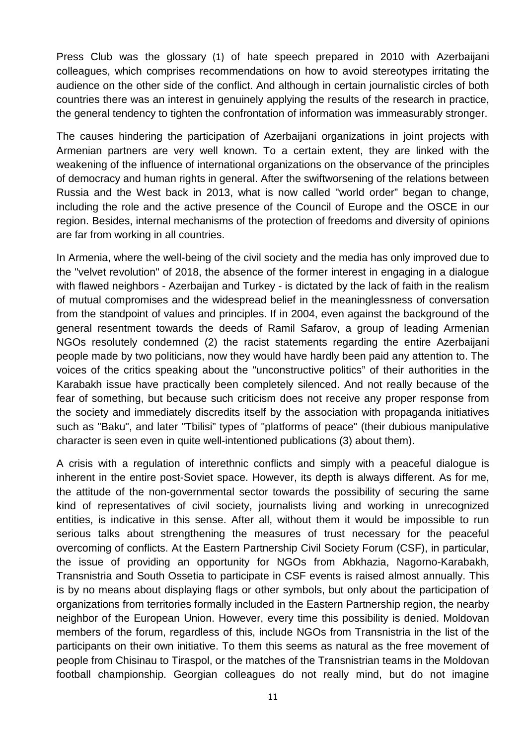Press Club was the glossary (1) of hate speech prepared in 2010 with Azerbaijani colleagues, which comprises recommendations on how to avoid stereotypes irritating the audience on the other side of the conflict. And although in certain journalistic circles of both countries there was an interest in genuinely applying the results of the research in practice, the general tendency to tighten the confrontation of information was immeasurably stronger.

The causes hindering the participation of Azerbaijani organizations in joint projects with Armenian partners are very well known. To a certain extent, they are linked with the weakening of the influence of international organizations on the observance of the principles of democracy and human rights in general. After the swiftworsening of the relations between Russia and the West back in 2013, what is now called "world order" began to change, including the role and the active presence of the Council of Europe and the OSCE in our region. Besides, internal mechanisms of the protection of freedoms and diversity of opinions are far from working in all countries.

In Armenia, where the well-being of the civil society and the media has only improved due to the "velvet revolution" of 2018, the absence of the former interest in engaging in a dialogue with flawed neighbors - Azerbaijan and Turkey - is dictated by the lack of faith in the realism of mutual compromises and the widespread belief in the meaninglessness of conversation from the standpoint of values and principles. If in 2004, even against the background of the general resentment towards the deeds of Ramil Safarov, a group of leading Armenian NGOs resolutely condemned (2) the racist statements regarding the entire Azerbaijani people made by two politicians, now they would have hardly been paid any attention to. The voices of the critics speaking about the "unconstructive politics" of their authorities in the Karabakh issue have practically been completely silenced. And not really because of the fear of something, but because such criticism does not receive any proper response from the society and immediately discredits itself by the association with propaganda initiatives such as "Baku", and later "Tbilisi" types of "platforms of peace" (their dubious manipulative character is seen even in quite well-intentioned publications (3) about them).

A crisis with a regulation of interethnic conflicts and simply with a peaceful dialogue is inherent in the entire post-Soviet space. However, its depth is always different. As for me, the attitude of the non-governmental sector towards the possibility of securing the same kind of representatives of civil society, journalists living and working in unrecognized entities, is indicative in this sense. After all, without them it would be impossible to run serious talks about strengthening the measures of trust necessary for the peaceful overcoming of conflicts. At the Eastern Partnership Civil Society Forum (CSF), in particular, the issue of providing an opportunity for NGOs from Abkhazia, Nagorno-Karabakh, Transnistria and South Ossetia to participate in CSF events is raised almost annually. This is by no means about displaying flags or other symbols, but only about the participation of organizations from territories formally included in the Eastern Partnership region, the nearby neighbor of the European Union. However, every time this possibility is denied. Moldovan members of the forum, regardless of this, include NGOs from Transnistria in the list of the participants on their own initiative. To them this seems as natural as the free movement of people from Chisinau to Tiraspol, or the matches of the Transnistrian teams in the Moldovan football championship. Georgian colleagues do not really mind, but do not imagine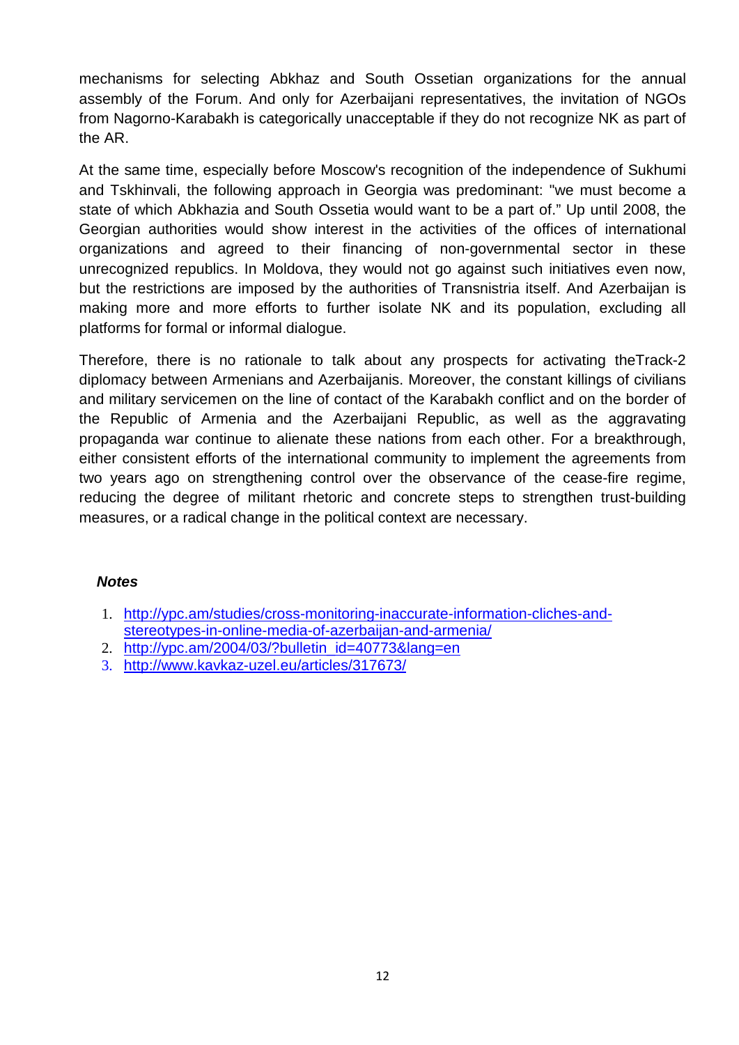mechanisms for selecting Abkhaz and South Ossetian organizations for the annual assembly of the Forum. And only for Azerbaijani representatives, the invitation of NGOs from Nagorno-Karabakh is categorically unacceptable if they do not recognize NK as part of the AR.

At the same time, especially before Moscow's recognition of the independence of Sukhumi and Tskhinvali, the following approach in Georgia was predominant: "we must become a state of which Abkhazia and South Ossetia would want to be a part of." Up until 2008, the Georgian authorities would show interest in the activities of the offices of international organizations and agreed to their financing of non-governmental sector in these unrecognized republics. In Moldova, they would not go against such initiatives even now, but the restrictions are imposed by the authorities of Transnistria itself. And Azerbaijan is making more and more efforts to further isolate NK and its population, excluding all platforms for formal or informal dialogue.

Therefore, there is no rationale to talk about any prospects for activating theTrack-2 diplomacy between Armenians and Azerbaijanis. Moreover, the constant killings of civilians and military servicemen on the line of contact of the Karabakh conflict and on the border of the Republic of Armenia and the Azerbaijani Republic, as well as the aggravating propaganda war continue to alienate these nations from each other. For a breakthrough, either consistent efforts of the international community to implement the agreements from two years ago on strengthening control over the observance of the cease-fire regime, reducing the degree of militant rhetoric and concrete steps to strengthen trust-building measures, or a radical change in the political context are necessary.

### *Notes*

1. http://ypc.am/studies/cross-monitoring-inaccurate-information-cliches-and-stereotypes-in-online-media-of-azerbaijan-and-armenia/
2. http://ypc.am/2004/03/?bulletin_id=40773&lang=en
3. http://www.kavkaz-uzel.eu/articles/317673/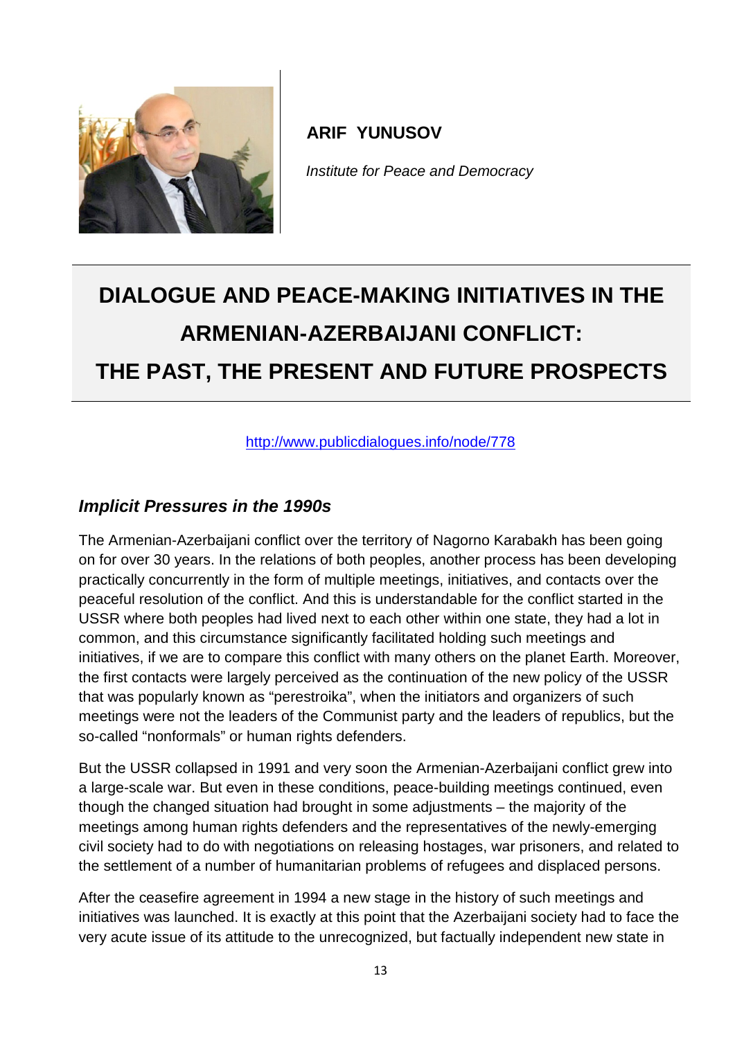**ARIF YUNUSOV**

*Institute for Peace and Democracy*

# DIALOGUE AND PEACE-MAKING INITIATIVES IN THE ARMENIAN-AZERBAIJANI CONFLICT: THE PAST, THE PRESENT AND FUTURE PROSPECTS

http://www.publicdialogues.info/node/778

## *Implicit Pressures in the 1990s*

The Armenian-Azerbaijani conflict over the territory of Nagorno Karabakh has been going on for over 30 years. In the relations of both peoples, another process has been developing practically concurrently in the form of multiple meetings, initiatives, and contacts over the peaceful resolution of the conflict. And this is understandable for the conflict started in the USSR where both peoples had lived next to each other within one state, they had a lot in common, and this circumstance significantly facilitated holding such meetings and initiatives, if we are to compare this conflict with many others on the planet Earth. Moreover, the first contacts were largely perceived as the continuation of the new policy of the USSR that was popularly known as "perestroika", when the initiators and organizers of such meetings were not the leaders of the Communist party and the leaders of republics, but the so-called "nonformals" or human rights defenders.

But the USSR collapsed in 1991 and very soon the Armenian-Azerbaijani conflict grew into a large-scale war. But even in these conditions, peace-building meetings continued, even though the changed situation had brought in some adjustments – the majority of the meetings among human rights defenders and the representatives of the newly-emerging civil society had to do with negotiations on releasing hostages, war prisoners, and related to the settlement of a number of humanitarian problems of refugees and displaced persons.

After the ceasefire agreement in 1994 a new stage in the history of such meetings and initiatives was launched. It is exactly at this point that the Azerbaijani society had to face the very acute issue of its attitude to the unrecognized, but factually independent new state in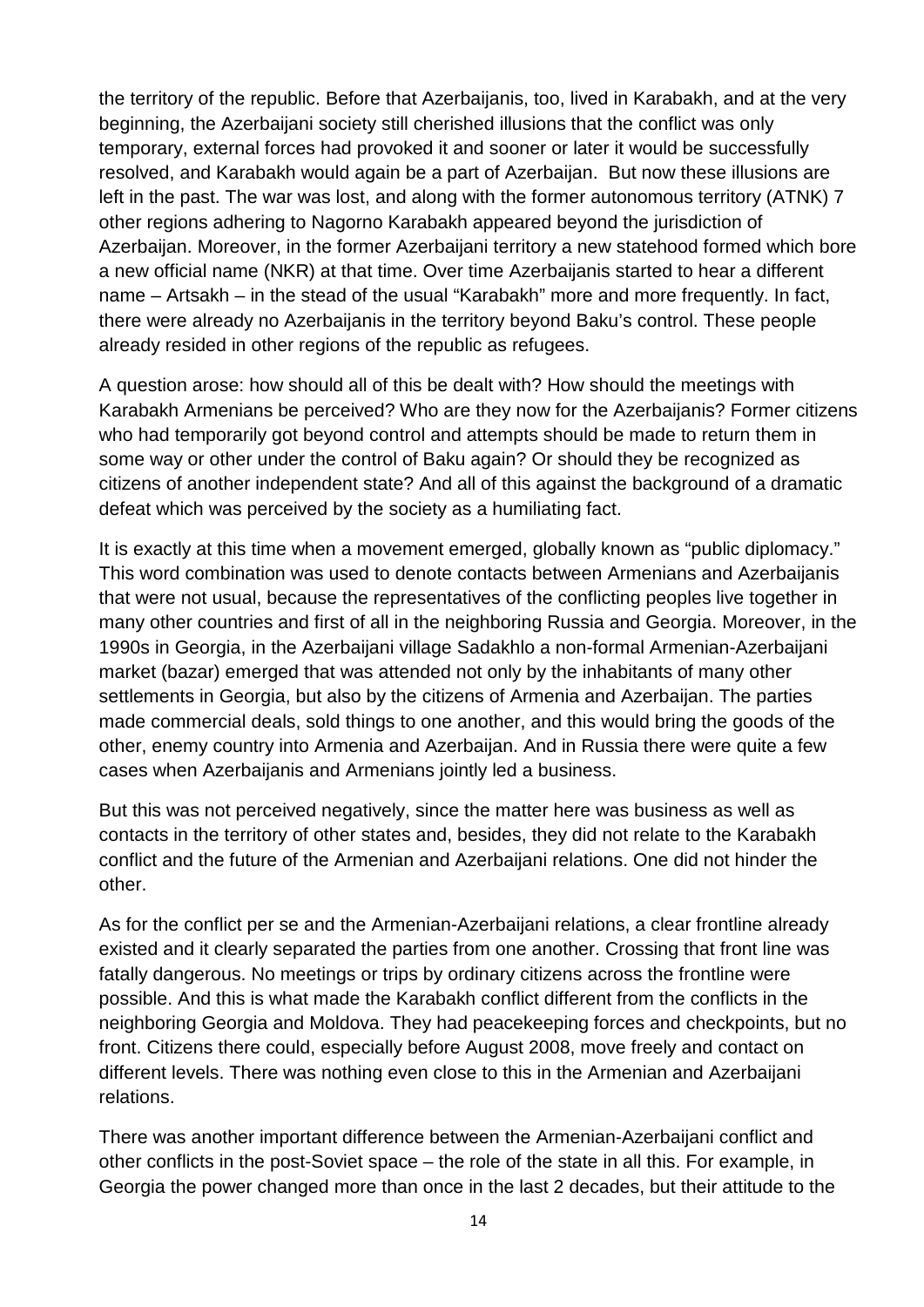the territory of the republic. Before that Azerbaijanis, too, lived in Karabakh, and at the very beginning, the Azerbaijani society still cherished illusions that the conflict was only temporary, external forces had provoked it and sooner or later it would be successfully resolved, and Karabakh would again be a part of Azerbaijan. But now these illusions are left in the past. The war was lost, and along with the former autonomous territory (ATNK) 7 other regions adhering to Nagorno Karabakh appeared beyond the jurisdiction of Azerbaijan. Moreover, in the former Azerbaijani territory a new statehood formed which bore a new official name (NKR) at that time. Over time Azerbaijanis started to hear a different name – Artsakh – in the stead of the usual "Karabakh" more and more frequently. In fact, there were already no Azerbaijanis in the territory beyond Baku's control. These people already resided in other regions of the republic as refugees.

A question arose: how should all of this be dealt with? How should the meetings with Karabakh Armenians be perceived? Who are they now for the Azerbaijanis? Former citizens who had temporarily got beyond control and attempts should be made to return them in some way or other under the control of Baku again? Or should they be recognized as citizens of another independent state? And all of this against the background of a dramatic defeat which was perceived by the society as a humiliating fact.

It is exactly at this time when a movement emerged, globally known as "public diplomacy." This word combination was used to denote contacts between Armenians and Azerbaijanis that were not usual, because the representatives of the conflicting peoples live together in many other countries and first of all in the neighboring Russia and Georgia. Moreover, in the 1990s in Georgia, in the Azerbaijani village Sadakhlo a non-formal Armenian-Azerbaijani market (bazar) emerged that was attended not only by the inhabitants of many other settlements in Georgia, but also by the citizens of Armenia and Azerbaijan. The parties made commercial deals, sold things to one another, and this would bring the goods of the other, enemy country into Armenia and Azerbaijan. And in Russia there were quite a few cases when Azerbaijanis and Armenians jointly led a business.

But this was not perceived negatively, since the matter here was business as well as contacts in the territory of other states and, besides, they did not relate to the Karabakh conflict and the future of the Armenian and Azerbaijani relations. One did not hinder the other.

As for the conflict per se and the Armenian-Azerbaijani relations, a clear frontline already existed and it clearly separated the parties from one another. Crossing that front line was fatally dangerous. No meetings or trips by ordinary citizens across the frontline were possible. And this is what made the Karabakh conflict different from the conflicts in the neighboring Georgia and Moldova. They had peacekeeping forces and checkpoints, but no front. Citizens there could, especially before August 2008, move freely and contact on different levels. There was nothing even close to this in the Armenian and Azerbaijani relations.

There was another important difference between the Armenian-Azerbaijani conflict and other conflicts in the post-Soviet space – the role of the state in all this. For example, in Georgia the power changed more than once in the last 2 decades, but their attitude to the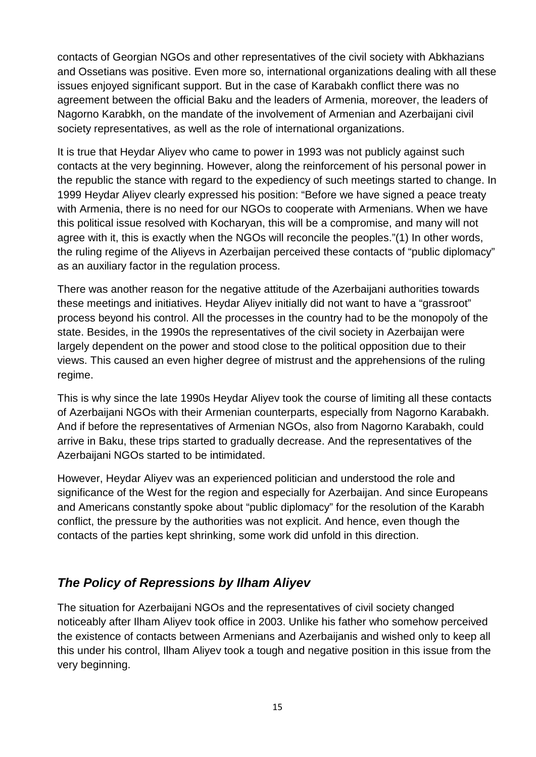contacts of Georgian NGOs and other representatives of the civil society with Abkhazians and Ossetians was positive. Even more so, international organizations dealing with all these issues enjoyed significant support. But in the case of Karabakh conflict there was no agreement between the official Baku and the leaders of Armenia, moreover, the leaders of Nagorno Karabkh, on the mandate of the involvement of Armenian and Azerbaijani civil society representatives, as well as the role of international organizations.

It is true that Heydar Aliyev who came to power in 1993 was not publicly against such contacts at the very beginning. However, along the reinforcement of his personal power in the republic the stance with regard to the expediency of such meetings started to change. In 1999 Heydar Aliyev clearly expressed his position: "Before we have signed a peace treaty with Armenia, there is no need for our NGOs to cooperate with Armenians. When we have this political issue resolved with Kocharyan, this will be a compromise, and many will not agree with it, this is exactly when the NGOs will reconcile the peoples."(1) In other words, the ruling regime of the Aliyevs in Azerbaijan perceived these contacts of "public diplomacy" as an auxiliary factor in the regulation process.

There was another reason for the negative attitude of the Azerbaijani authorities towards these meetings and initiatives. Heydar Aliyev initially did not want to have a "grassroot" process beyond his control. All the processes in the country had to be the monopoly of the state. Besides, in the 1990s the representatives of the civil society in Azerbaijan were largely dependent on the power and stood close to the political opposition due to their views. This caused an even higher degree of mistrust and the apprehensions of the ruling regime.

This is why since the late 1990s Heydar Aliyev took the course of limiting all these contacts of Azerbaijani NGOs with their Armenian counterparts, especially from Nagorno Karabakh. And if before the representatives of Armenian NGOs, also from Nagorno Karabakh, could arrive in Baku, these trips started to gradually decrease. And the representatives of the Azerbaijani NGOs started to be intimidated.

However, Heydar Aliyev was an experienced politician and understood the role and significance of the West for the region and especially for Azerbaijan. And since Europeans and Americans constantly spoke about "public diplomacy" for the resolution of the Karabh conflict, the pressure by the authorities was not explicit. And hence, even though the contacts of the parties kept shrinking, some work did unfold in this direction.

## *The Policy of Repressions by Ilham Aliyev*

The situation for Azerbaijani NGOs and the representatives of civil society changed noticeably after Ilham Aliyev took office in 2003. Unlike his father who somehow perceived the existence of contacts between Armenians and Azerbaijanis and wished only to keep all this under his control, Ilham Aliyev took a tough and negative position in this issue from the very beginning.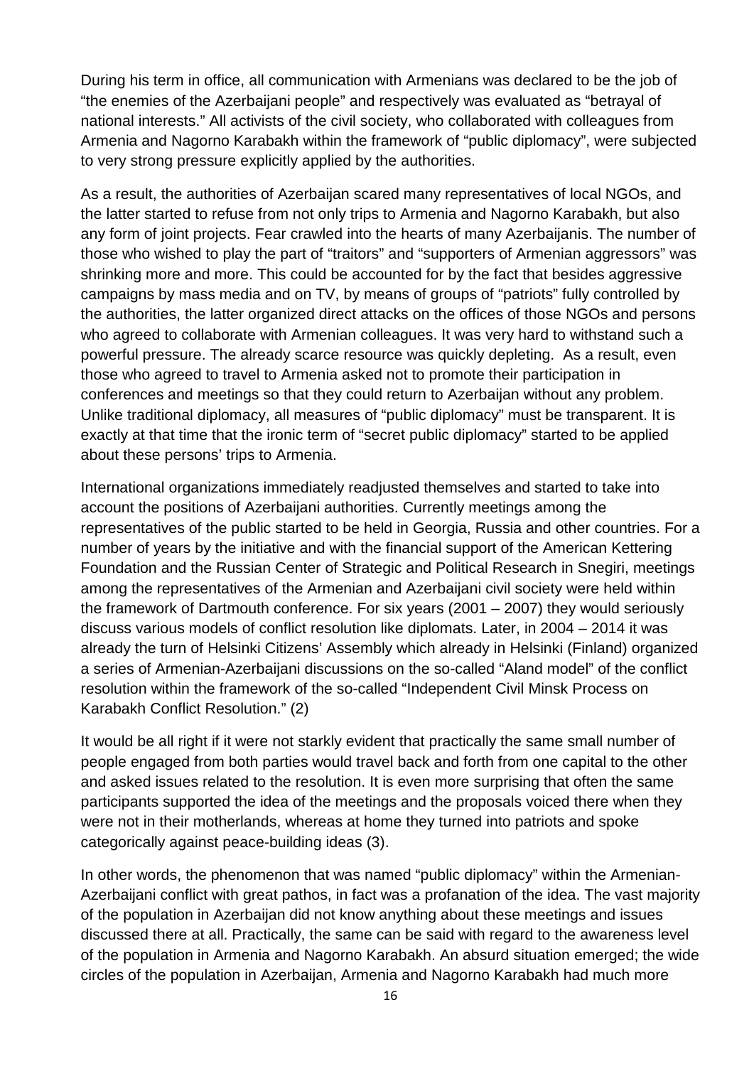During his term in office, all communication with Armenians was declared to be the job of "the enemies of the Azerbaijani people" and respectively was evaluated as "betrayal of national interests." All activists of the civil society, who collaborated with colleagues from Armenia and Nagorno Karabakh within the framework of "public diplomacy", were subjected to very strong pressure explicitly applied by the authorities.

As a result, the authorities of Azerbaijan scared many representatives of local NGOs, and the latter started to refuse from not only trips to Armenia and Nagorno Karabakh, but also any form of joint projects. Fear crawled into the hearts of many Azerbaijanis. The number of those who wished to play the part of "traitors" and "supporters of Armenian aggressors" was shrinking more and more. This could be accounted for by the fact that besides aggressive campaigns by mass media and on TV, by means of groups of "patriots" fully controlled by the authorities, the latter organized direct attacks on the offices of those NGOs and persons who agreed to collaborate with Armenian colleagues. It was very hard to withstand such a powerful pressure. The already scarce resource was quickly depleting. As a result, even those who agreed to travel to Armenia asked not to promote their participation in conferences and meetings so that they could return to Azerbaijan without any problem. Unlike traditional diplomacy, all measures of "public diplomacy" must be transparent. It is exactly at that time that the ironic term of "secret public diplomacy" started to be applied about these persons' trips to Armenia.

International organizations immediately readjusted themselves and started to take into account the positions of Azerbaijani authorities. Currently meetings among the representatives of the public started to be held in Georgia, Russia and other countries. For a number of years by the initiative and with the financial support of the American Kettering Foundation and the Russian Center of Strategic and Political Research in Snegiri, meetings among the representatives of the Armenian and Azerbaijani civil society were held within the framework of Dartmouth conference. For six years (2001 – 2007) they would seriously discuss various models of conflict resolution like diplomats. Later, in 2004 – 2014 it was already the turn of Helsinki Citizens' Assembly which already in Helsinki (Finland) organized a series of Armenian-Azerbaijani discussions on the so-called "Aland model" of the conflict resolution within the framework of the so-called "Independent Civil Minsk Process on Karabakh Conflict Resolution." (2)

It would be all right if it were not starkly evident that practically the same small number of people engaged from both parties would travel back and forth from one capital to the other and asked issues related to the resolution. It is even more surprising that often the same participants supported the idea of the meetings and the proposals voiced there when they were not in their motherlands, whereas at home they turned into patriots and spoke categorically against peace-building ideas (3).

In other words, the phenomenon that was named "public diplomacy" within the Armenian-Azerbaijani conflict with great pathos, in fact was a profanation of the idea. The vast majority of the population in Azerbaijan did not know anything about these meetings and issues discussed there at all. Practically, the same can be said with regard to the awareness level of the population in Armenia and Nagorno Karabakh. An absurd situation emerged; the wide circles of the population in Azerbaijan, Armenia and Nagorno Karabakh had much more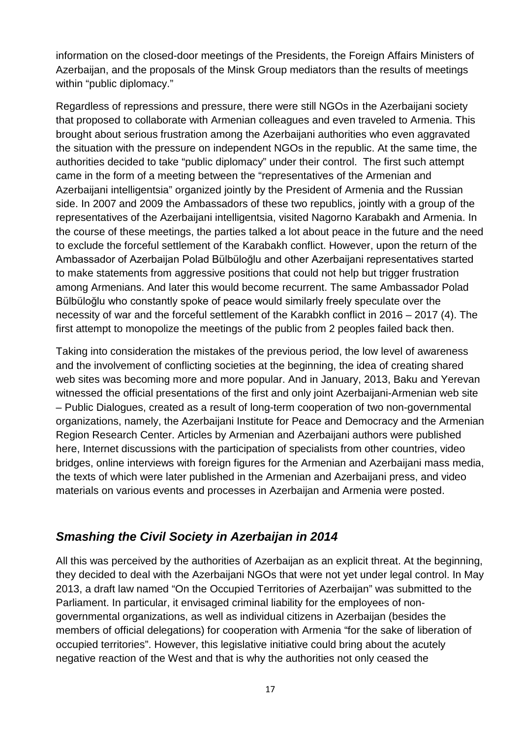information on the closed-door meetings of the Presidents, the Foreign Affairs Ministers of Azerbaijan, and the proposals of the Minsk Group mediators than the results of meetings within "public diplomacy."

Regardless of repressions and pressure, there were still NGOs in the Azerbaijani society that proposed to collaborate with Armenian colleagues and even traveled to Armenia. This brought about serious frustration among the Azerbaijani authorities who even aggravated the situation with the pressure on independent NGOs in the republic. At the same time, the authorities decided to take "public diplomacy" under their control. The first such attempt came in the form of a meeting between the "representatives of the Armenian and Azerbaijani intelligentsia" organized jointly by the President of Armenia and the Russian side. In 2007 and 2009 the Ambassadors of these two republics, jointly with a group of the representatives of the Azerbaijani intelligentsia, visited Nagorno Karabakh and Armenia. In the course of these meetings, the parties talked a lot about peace in the future and the need to exclude the forceful settlement of the Karabakh conflict. However, upon the return of the Ambassador of Azerbaijan Polad Bülbüloğlu and other Azerbaijani representatives started to make statements from aggressive positions that could not help but trigger frustration among Armenians. And later this would become recurrent. The same Ambassador Polad Bülbüloğlu who constantly spoke of peace would similarly freely speculate over the necessity of war and the forceful settlement of the Karabkh conflict in 2016 – 2017 (4). The first attempt to monopolize the meetings of the public from 2 peoples failed back then.

Taking into consideration the mistakes of the previous period, the low level of awareness and the involvement of conflicting societies at the beginning, the idea of creating shared web sites was becoming more and more popular. And in January, 2013, Baku and Yerevan witnessed the official presentations of the first and only joint Azerbaijani-Armenian web site – Public Dialogues, created as a result of long-term cooperation of two non-governmental organizations, namely, the Azerbaijani Institute for Peace and Democracy and the Armenian Region Research Center. Articles by Armenian and Azerbaijani authors were published here, Internet discussions with the participation of specialists from other countries, video bridges, online interviews with foreign figures for the Armenian and Azerbaijani mass media, the texts of which were later published in the Armenian and Azerbaijani press, and video materials on various events and processes in Azerbaijan and Armenia were posted.

## *Smashing the Civil Society in Azerbaijan in 2014*

All this was perceived by the authorities of Azerbaijan as an explicit threat. At the beginning, they decided to deal with the Azerbaijani NGOs that were not yet under legal control. In May 2013, a draft law named "On the Occupied Territories of Azerbaijan" was submitted to the Parliament. In particular, it envisaged criminal liability for the employees of non-governmental organizations, as well as individual citizens in Azerbaijan (besides the members of official delegations) for cooperation with Armenia "for the sake of liberation of occupied territories". However, this legislative initiative could bring about the acutely negative reaction of the West and that is why the authorities not only ceased the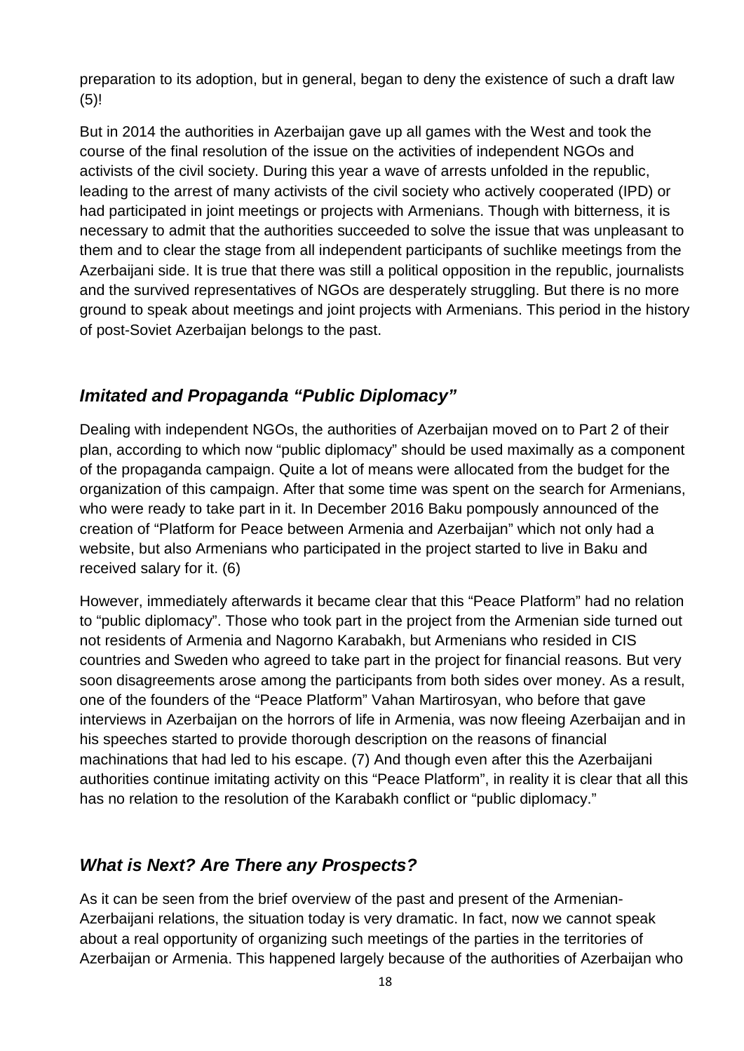preparation to its adoption, but in general, began to deny the existence of such a draft law (5)!

But in 2014 the authorities in Azerbaijan gave up all games with the West and took the course of the final resolution of the issue on the activities of independent NGOs and activists of the civil society. During this year a wave of arrests unfolded in the republic, leading to the arrest of many activists of the civil society who actively cooperated (IPD) or had participated in joint meetings or projects with Armenians. Though with bitterness, it is necessary to admit that the authorities succeeded to solve the issue that was unpleasant to them and to clear the stage from all independent participants of suchlike meetings from the Azerbaijani side. It is true that there was still a political opposition in the republic, journalists and the survived representatives of NGOs are desperately struggling. But there is no more ground to speak about meetings and joint projects with Armenians. This period in the history of post-Soviet Azerbaijan belongs to the past.

## *Imitated and Propaganda "Public Diplomacy"*

Dealing with independent NGOs, the authorities of Azerbaijan moved on to Part 2 of their plan, according to which now "public diplomacy" should be used maximally as a component of the propaganda campaign. Quite a lot of means were allocated from the budget for the organization of this campaign. After that some time was spent on the search for Armenians, who were ready to take part in it. In December 2016 Baku pompously announced of the creation of "Platform for Peace between Armenia and Azerbaijan" which not only had a website, but also Armenians who participated in the project started to live in Baku and received salary for it. (6)

However, immediately afterwards it became clear that this "Peace Platform" had no relation to "public diplomacy". Those who took part in the project from the Armenian side turned out not residents of Armenia and Nagorno Karabakh, but Armenians who resided in CIS countries and Sweden who agreed to take part in the project for financial reasons. But very soon disagreements arose among the participants from both sides over money. As a result, one of the founders of the "Peace Platform" Vahan Martirosyan, who before that gave interviews in Azerbaijan on the horrors of life in Armenia, was now fleeing Azerbaijan and in his speeches started to provide thorough description on the reasons of financial machinations that had led to his escape. (7) And though even after this the Azerbaijani authorities continue imitating activity on this "Peace Platform", in reality it is clear that all this has no relation to the resolution of the Karabakh conflict or "public diplomacy."

## *What is Next? Are There any Prospects?*

As it can be seen from the brief overview of the past and present of the Armenian-Azerbaijani relations, the situation today is very dramatic. In fact, now we cannot speak about a real opportunity of organizing such meetings of the parties in the territories of Azerbaijan or Armenia. This happened largely because of the authorities of Azerbaijan who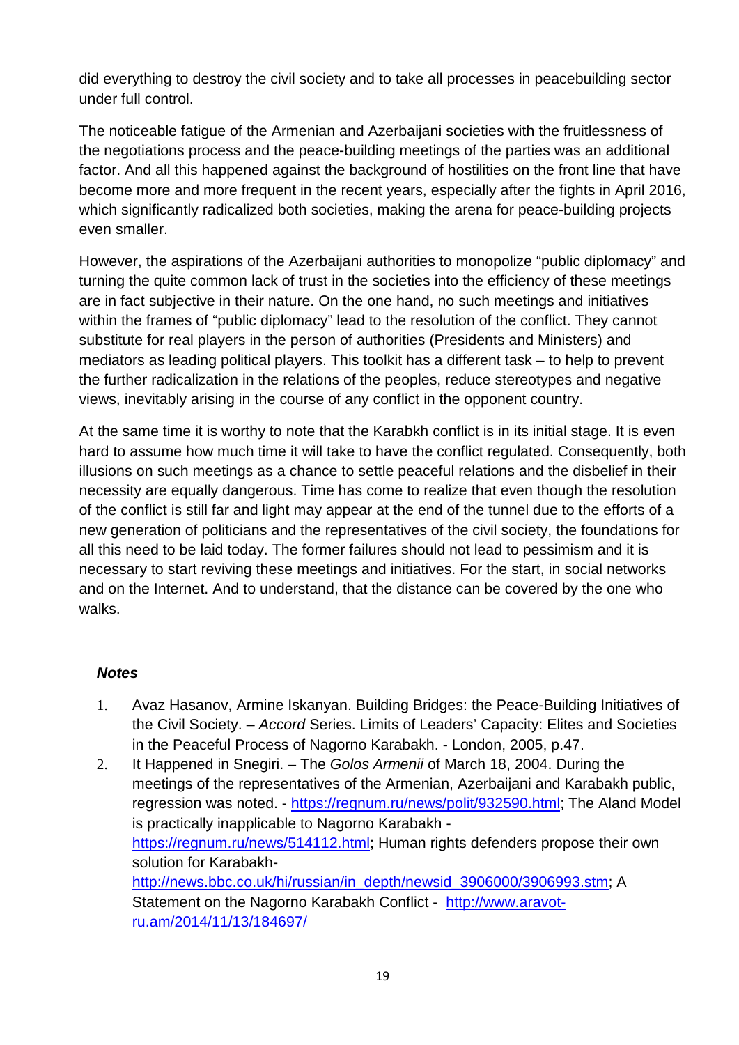did everything to destroy the civil society and to take all processes in peacebuilding sector under full control.

The noticeable fatigue of the Armenian and Azerbaijani societies with the fruitlessness of the negotiations process and the peace-building meetings of the parties was an additional factor. And all this happened against the background of hostilities on the front line that have become more and more frequent in the recent years, especially after the fights in April 2016, which significantly radicalized both societies, making the arena for peace-building projects even smaller.

However, the aspirations of the Azerbaijani authorities to monopolize "public diplomacy" and turning the quite common lack of trust in the societies into the efficiency of these meetings are in fact subjective in their nature. On the one hand, no such meetings and initiatives within the frames of "public diplomacy" lead to the resolution of the conflict. They cannot substitute for real players in the person of authorities (Presidents and Ministers) and mediators as leading political players. This toolkit has a different task – to help to prevent the further radicalization in the relations of the peoples, reduce stereotypes and negative views, inevitably arising in the course of any conflict in the opponent country.

At the same time it is worthy to note that the Karabkh conflict is in its initial stage. It is even hard to assume how much time it will take to have the conflict regulated. Consequently, both illusions on such meetings as a chance to settle peaceful relations and the disbelief in their necessity are equally dangerous. Time has come to realize that even though the resolution of the conflict is still far and light may appear at the end of the tunnel due to the efforts of a new generation of politicians and the representatives of the civil society, the foundations for all this need to be laid today. The former failures should not lead to pessimism and it is necessary to start reviving these meetings and initiatives. For the start, in social networks and on the Internet. And to understand, that the distance can be covered by the one who walks.

### *Notes*

1. Avaz Hasanov, Armine Iskanyan. Building Bridges: the Peace-Building Initiatives of the Civil Society. – *Accord* Series. Limits of Leaders' Capacity: Elites and Societies in the Peaceful Process of Nagorno Karabakh. - London, 2005, p.47.
2. It Happened in Snegiri. – The *Golos Armenii* of March 18, 2004. During the meetings of the representatives of the Armenian, Azerbaijani and Karabakh public, regression was noted. - https://regnum.ru/news/polit/932590.html; The Aland Model is practically inapplicable to Nagorno Karabakh - https://regnum.ru/news/514112.html; Human rights defenders propose their own solution for Karabakh- http://news.bbc.co.uk/hi/russian/in_depth/newsid_3906000/3906993.stm; A Statement on the Nagorno Karabakh Conflict - http://www.aravot-ru.am/2014/11/13/184697/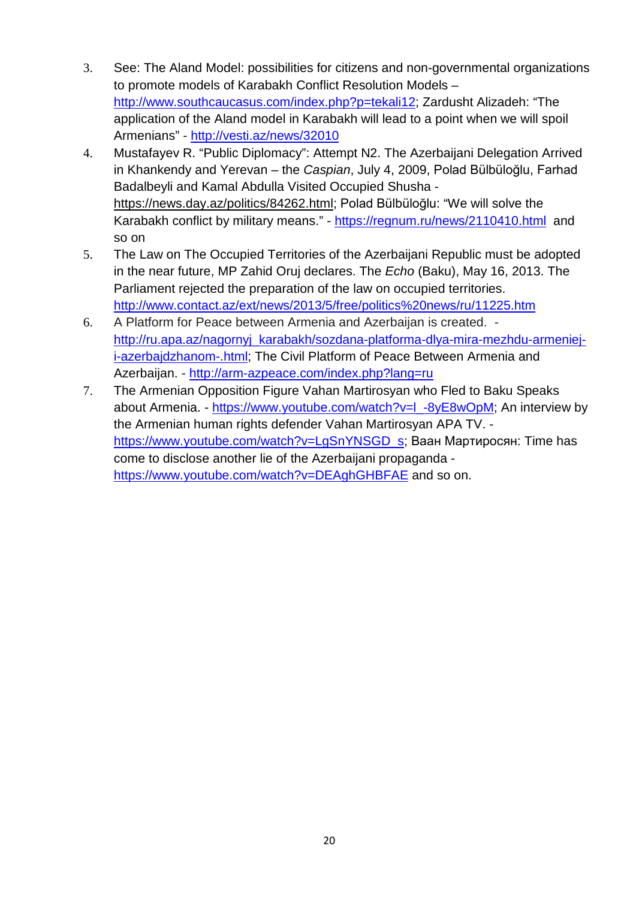3. See: The Aland Model: possibilities for citizens and non-governmental organizations to promote models of Karabakh Conflict Resolution Models – http://www.southcaucasus.com/index.php?p=tekali12; Zardusht Alizadeh: "The application of the Aland model in Karabakh will lead to a point when we will spoil Armenians" - http://vesti.az/news/32010
4. Mustafayev R. "Public Diplomacy": Attempt N2. The Azerbaijani Delegation Arrived in Khankendy and Yerevan – the *Caspian*, July 4, 2009, Polad Bülbüloğlu, Farhad Badalbeyli and Kamal Abdulla Visited Occupied Shusha - https://news.day.az/politics/84262.html; Polad Bülbüloğlu: "We will solve the Karabakh conflict by military means." - https://regnum.ru/news/2110410.html and so on
5. The Law on The Occupied Territories of the Azerbaijani Republic must be adopted in the near future, MP Zahid Oruj declares. The *Echo* (Baku), May 16, 2013. The Parliament rejected the preparation of the law on occupied territories. http://www.contact.az/ext/news/2013/5/free/politics%20news/ru/11225.htm
6. A Platform for Peace between Armenia and Azerbaijan is created. - http://ru.apa.az/nagornyj_karabakh/sozdana-platforma-dlya-mira-mezhdu-armeniej-i-azerbajdzhanom-.html; The Civil Platform of Peace Between Armenia and Azerbaijan. - http://arm-azpeace.com/index.php?lang=ru
7. The Armenian Opposition Figure Vahan Martirosyan who Fled to Baku Speaks about Armenia. - https://www.youtube.com/watch?v=l_-8yE8wOpM; An interview by the Armenian human rights defender Vahan Martirosyan APA TV. - https://www.youtube.com/watch?v=LgSnYNSGD_s; Ваан Мартиросян: Time has come to disclose another lie of the Azerbaijani propaganda - https://www.youtube.com/watch?v=DEAghGHBFAE and so on.